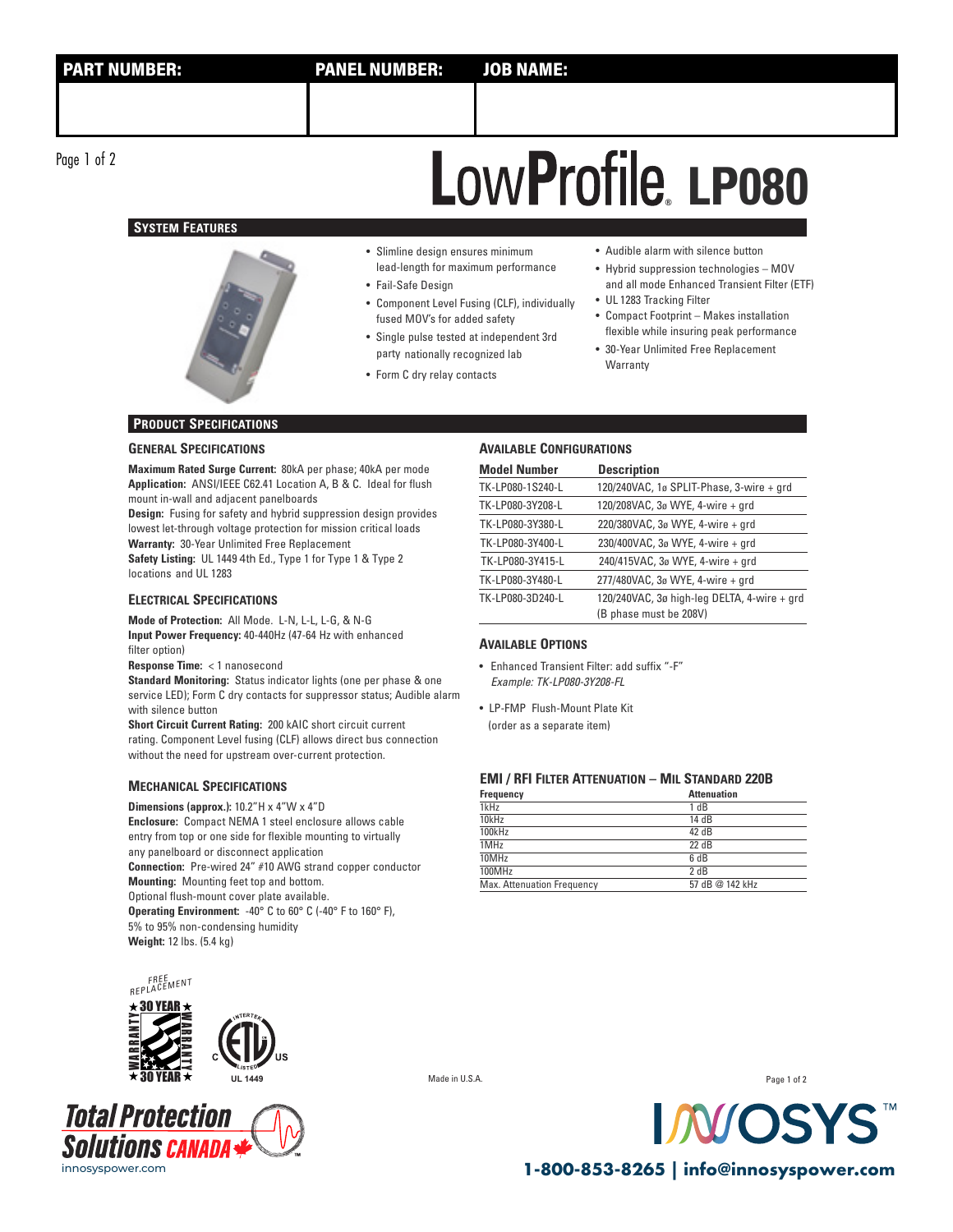| PART NUMBER: | PANEL NUMBER: | JOB NAME: |
| --- | --- | --- |
| | | |

# LowProfile® LP080

## System Features

- Slimline design ensures minimum lead-length for maximum performance
- Fail-Safe Design
- Component Level Fusing (CLF), individually fused MOV's for added safety
- Single pulse tested at independent 3rd party nationally recognized lab
- Form C dry relay contacts
- Audible alarm with silence button
- Hybrid suppression technologies – MOV and all mode Enhanced Transient Filter (ETF)
- UL 1283 Tracking Filter
- Compact Footprint – Makes installation flexible while insuring peak performance
- 30-Year Unlimited Free Replacement Warranty

## Product Specifications

### General Specifications

**Maximum Rated Surge Current:** 80kA per phase; 40kA per mode
**Application:** ANSI/IEEE C62.41 Location A, B & C. Ideal for flush mount in-wall and adjacent panelboards
**Design:** Fusing for safety and hybrid suppression design provides lowest let-through voltage protection for mission critical loads
**Warranty:** 30-Year Unlimited Free Replacement
**Safety Listing:** UL 1449 4th Ed., Type 1 for Type 1 & Type 2 locations and UL 1283

### Electrical Specifications

**Mode of Protection:** All Mode. L-N, L-L, L-G, & N-G
**Input Power Frequency:** 40-440Hz (47-64 Hz with enhanced filter option)
**Response Time:** < 1 nanosecond
**Standard Monitoring:** Status indicator lights (one per phase & one service LED); Form C dry contacts for suppressor status; Audible alarm with silence button
**Short Circuit Current Rating:** 200 kAIC short circuit current rating. Component Level fusing (CLF) allows direct bus connection without the need for upstream over-current protection.

### Mechanical Specifications

**Dimensions (approx.):** 10.2"H x 4"W x 4"D
**Enclosure:** Compact NEMA 1 steel enclosure allows cable entry from top or one side for flexible mounting to virtually any panelboard or disconnect application
**Connection:** Pre-wired 24" #10 AWG strand copper conductor
**Mounting:** Mounting feet top and bottom. Optional flush-mount cover plate available.
**Operating Environment:** -40° C to 60° C (-40° F to 160° F), 5% to 95% non-condensing humidity
**Weight:** 12 lbs. (5.4 kg)

### Available Configurations

| Model Number | Description |
| --- | --- |
| TK-LP080-1S240-L | 120/240VAC, 1ø SPLIT-Phase, 3-wire + grd |
| TK-LP080-3Y208-L | 120/208VAC, 3ø WYE, 4-wire + grd |
| TK-LP080-3Y380-L | 220/380VAC, 3ø WYE, 4-wire + grd |
| TK-LP080-3Y400-L | 230/400VAC, 3ø WYE, 4-wire + grd |
| TK-LP080-3Y415-L | 240/415VAC, 3ø WYE, 4-wire + grd |
| TK-LP080-3Y480-L | 277/480VAC, 3ø WYE, 4-wire + grd |
| TK-LP080-3D240-L | 120/240VAC, 3ø high-leg DELTA, 4-wire + grd (B phase must be 208V) |

### Available Options

- Enhanced Transient Filter: add suffix "-F"
  *Example: TK-LP080-3Y208-FL*
- LP-FMP Flush-Mount Plate Kit (order as a separate item)

### EMI / RFI Filter Attenuation – Mil Standard 220B

| Frequency | Attenuation |
| --- | --- |
| 1kHz | 1 dB |
| 10kHz | 14 dB |
| 100kHz | 42 dB |
| 1MHz | 22 dB |
| 10MHz | 6 dB |
| 100MHz | 2 dB |
| Max. Attenuation Frequency | 57 dB @ 142 kHz |

FREE REPLACEMENT ★30 YEAR★ WARRANTY

UL 1449

Made in U.S.A.

Total Protection Solutions CANADA
innosyspower.com

INNOSYS™
1-800-853-8265 | info@innosyspower.com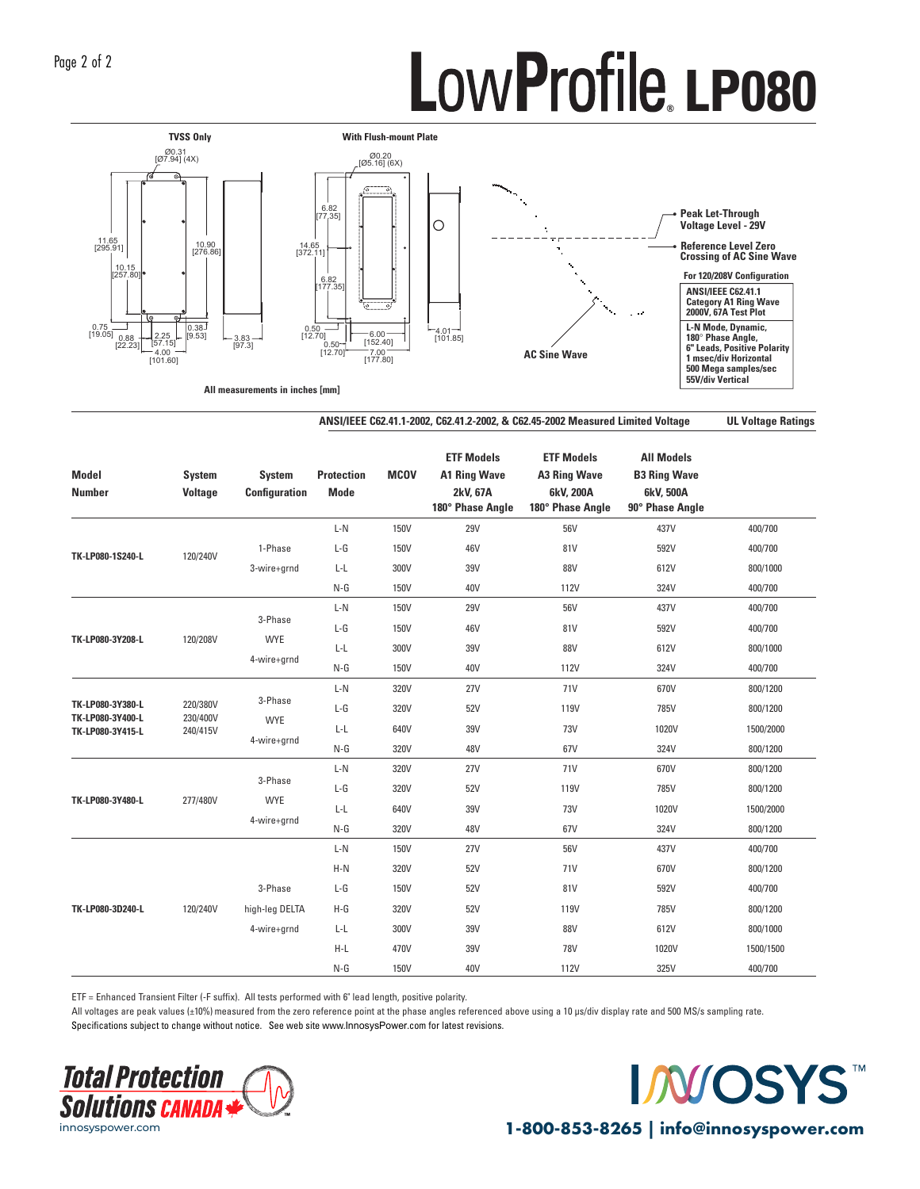# LowProfile® LP080

**TVSS Only**

Ø0.31 [Ø7.94] (4X)

11.65 [295.91]

10.90 [276.86]

10.15 [257.80]

0.75 [19.05]

0.88 [22.23]

2.25 [57.15]

0.38 [9.53]

4.00 [101.60]

3.83 [97.3]

**With Flush-mount Plate**

Ø0.20 [Ø5.16] (6X)

6.82 [77.35]

14.65 [372.11]

6.82 [177.35]

0.50 [12.70]

0.50 [12.70]

6.00 [152.40]

7.00 [177.80]

4.01 [101.85]

**All measurements in inches [mm]**

**Peak Let-Through Voltage Level - 29V**

**Reference Level Zero Crossing of AC Sine Wave**

**AC Sine Wave**

**For 120/208V Configuration**

**ANSI/IEEE C62.41.1 Category A1 Ring Wave 2000V, 67A Test Plot**

**L-N Mode, Dynamic, 180° Phase Angle, 6" Leads, Positive Polarity 1 msec/div Horizontal 500 Mega samples/sec 55V/div Vertical**

| Model Number | System Voltage | System Configuration | Protection Mode | MCOV | ANSI/IEEE C62.41.1-2002, C62.41.2-2002, & C62.45-2002 Measured Limited Voltage — ETF Models A1 Ring Wave 2kV, 67A 180° Phase Angle | ETF Models A3 Ring Wave 6kV, 200A 180° Phase Angle | All Models B3 Ring Wave 6kV, 500A 90° Phase Angle | UL Voltage Ratings |
|---|---|---|---|---|---|---|---|---|
| TK-LP080-1S240-L | 120/240V | 1-Phase 3-wire+grnd | L-N | 150V | 29V | 56V | 437V | 400/700 |
| | | | L-G | 150V | 46V | 81V | 592V | 400/700 |
| | | | L-L | 300V | 39V | 88V | 612V | 800/1000 |
| | | | N-G | 150V | 40V | 112V | 324V | 400/700 |
| TK-LP080-3Y208-L | 120/208V | 3-Phase WYE 4-wire+grnd | L-N | 150V | 29V | 56V | 437V | 400/700 |
| | | | L-G | 150V | 46V | 81V | 592V | 400/700 |
| | | | L-L | 300V | 39V | 88V | 612V | 800/1000 |
| | | | N-G | 150V | 40V | 112V | 324V | 400/700 |
| TK-LP080-3Y380-L TK-LP080-3Y400-L TK-LP080-3Y415-L | 220/380V 230/400V 240/415V | 3-Phase WYE 4-wire+grnd | L-N | 320V | 27V | 71V | 670V | 800/1200 |
| | | | L-G | 320V | 52V | 119V | 785V | 800/1200 |
| | | | L-L | 640V | 39V | 73V | 1020V | 1500/2000 |
| | | | N-G | 320V | 48V | 67V | 324V | 800/1200 |
| TK-LP080-3Y480-L | 277/480V | 3-Phase WYE 4-wire+grnd | L-N | 320V | 27V | 71V | 670V | 800/1200 |
| | | | L-G | 320V | 52V | 119V | 785V | 800/1200 |
| | | | L-L | 640V | 39V | 73V | 1020V | 1500/2000 |
| | | | N-G | 320V | 48V | 67V | 324V | 800/1200 |
| TK-LP080-3D240-L | 120/240V | 3-Phase high-leg DELTA 4-wire+grnd | L-N | 150V | 27V | 56V | 437V | 400/700 |
| | | | H-N | 320V | 52V | 71V | 670V | 800/1200 |
| | | | L-G | 150V | 52V | 81V | 592V | 400/700 |
| | | | H-G | 320V | 52V | 119V | 785V | 800/1200 |
| | | | L-L | 300V | 39V | 88V | 612V | 800/1000 |
| | | | H-L | 470V | 39V | 78V | 1020V | 1500/1500 |
| | | | N-G | 150V | 40V | 112V | 325V | 400/700 |

ETF = Enhanced Transient Filter (-F suffix). All tests performed with 6" lead length, positive polarity.

All voltages are peak values (±10%) measured from the zero reference point at the phase angles referenced above using a 10 µs/div display rate and 500 MS/s sampling rate.

Specifications subject to change without notice. See web site www.InnosysPower.com for latest revisions.

Total Protection Solutions CANADA™
innosyspower.com

INNOSYS™
1-800-853-8265 | info@innosyspower.com